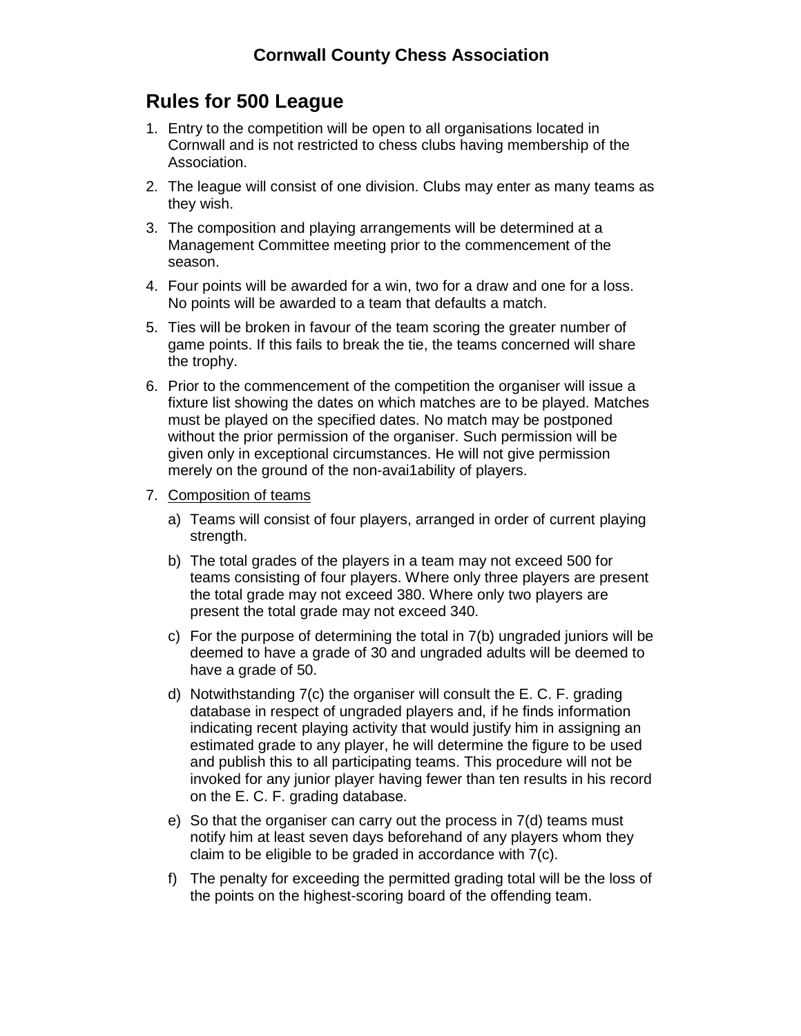# Cornwall County Chess Association

## Rules for 500 League

1. Entry to the competition will be open to all organisations located in Cornwall and is not restricted to chess clubs having membership of the Association.
2. The league will consist of one division. Clubs may enter as many teams as they wish.
3. The composition and playing arrangements will be determined at a Management Committee meeting prior to the commencement of the season.
4. Four points will be awarded for a win, two for a draw and one for a loss. No points will be awarded to a team that defaults a match.
5. Ties will be broken in favour of the team scoring the greater number of game points. If this fails to break the tie, the teams concerned will share the trophy.
6. Prior to the commencement of the competition the organiser will issue a fixture list showing the dates on which matches are to be played. Matches must be played on the specified dates. No match may be postponed without the prior permission of the organiser. Such permission will be given only in exceptional circumstances. He will not give permission merely on the ground of the non-avai1ability of players.
7. <u>Composition of teams</u>
   a) Teams will consist of four players, arranged in order of current playing strength.
   b) The total grades of the players in a team may not exceed 500 for teams consisting of four players. Where only three players are present the total grade may not exceed 380. Where only two players are present the total grade may not exceed 340.
   c) For the purpose of determining the total in 7(b) ungraded juniors will be deemed to have a grade of 30 and ungraded adults will be deemed to have a grade of 50.
   d) Notwithstanding 7(c) the organiser will consult the E. C. F. grading database in respect of ungraded players and, if he finds information indicating recent playing activity that would justify him in assigning an estimated grade to any player, he will determine the figure to be used and publish this to all participating teams. This procedure will not be invoked for any junior player having fewer than ten results in his record on the E. C. F. grading database.
   e) So that the organiser can carry out the process in 7(d) teams must notify him at least seven days beforehand of any players whom they claim to be eligible to be graded in accordance with 7(c).
   f) The penalty for exceeding the permitted grading total will be the loss of the points on the highest-scoring board of the offending team.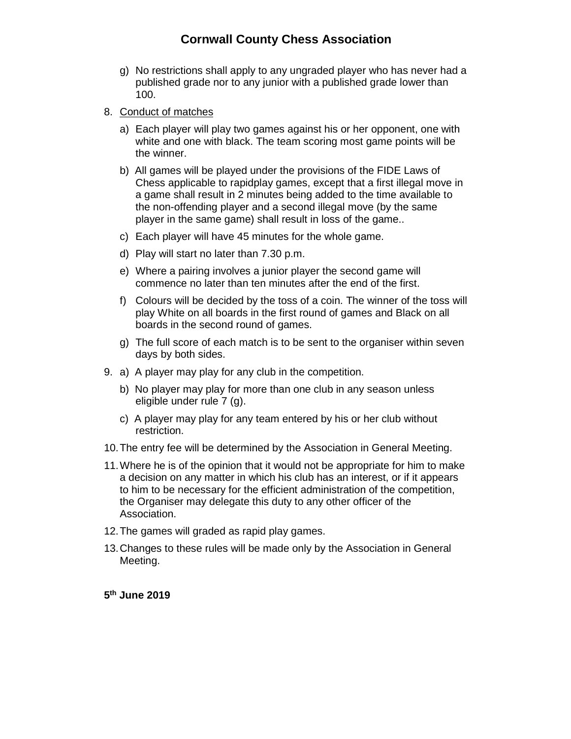# Cornwall County Chess Association

g) No restrictions shall apply to any ungraded player who has never had a published grade nor to any junior with a published grade lower than 100.

8. Conduct of matches

   a) Each player will play two games against his or her opponent, one with white and one with black. The team scoring most game points will be the winner.

   b) All games will be played under the provisions of the FIDE Laws of Chess applicable to rapidplay games, except that a first illegal move in a game shall result in 2 minutes being added to the time available to the non-offending player and a second illegal move (by the same player in the same game) shall result in loss of the game..

   c) Each player will have 45 minutes for the whole game.

   d) Play will start no later than 7.30 p.m.

   e) Where a pairing involves a junior player the second game will commence no later than ten minutes after the end of the first.

   f) Colours will be decided by the toss of a coin. The winner of the toss will play White on all boards in the first round of games and Black on all boards in the second round of games.

   g) The full score of each match is to be sent to the organiser within seven days by both sides.

9. a) A player may play for any club in the competition.

   b) No player may play for more than one club in any season unless eligible under rule 7 (g).

   c) A player may play for any team entered by his or her club without restriction.

10. The entry fee will be determined by the Association in General Meeting.

11. Where he is of the opinion that it would not be appropriate for him to make a decision on any matter in which his club has an interest, or if it appears to him to be necessary for the efficient administration of the competition, the Organiser may delegate this duty to any other officer of the Association.

12. The games will graded as rapid play games.

13. Changes to these rules will be made only by the Association in General Meeting.

**5th June 2019**